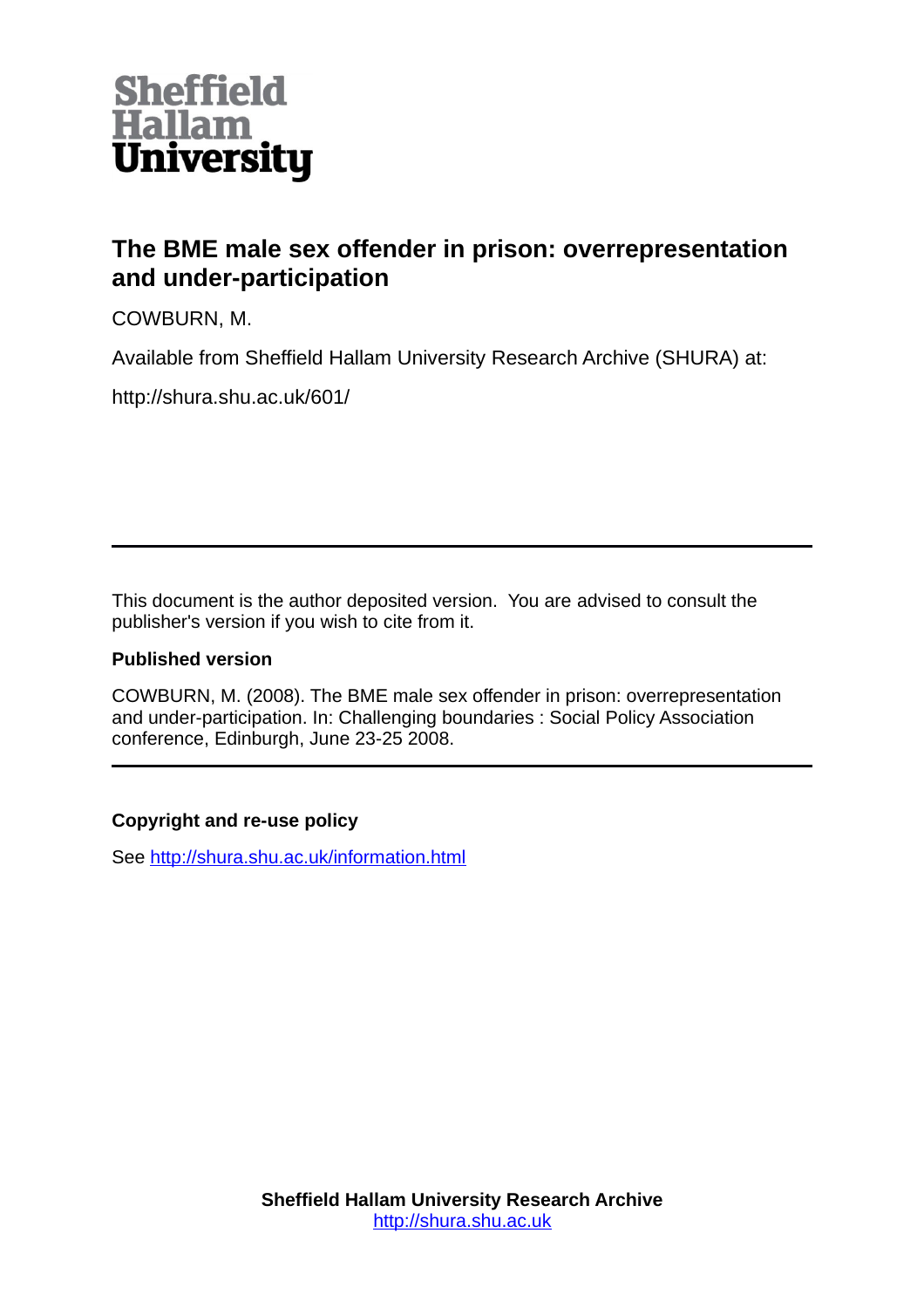Sheffield Hallam University

# The BME male sex offender in prison: overrepresentation and under-participation

COWBURN, M.

Available from Sheffield Hallam University Research Archive (SHURA) at:

http://shura.shu.ac.uk/601/

---

This document is the author deposited version. You are advised to consult the publisher's version if you wish to cite from it.

### Published version

COWBURN, M. (2008). The BME male sex offender in prison: overrepresentation and under-participation. In: Challenging boundaries : Social Policy Association conference, Edinburgh, June 23-25 2008.

---

### Copyright and re-use policy

See [http://shura.shu.ac.uk/information.html](http://shura.shu.ac.uk/information.html)

**Sheffield Hallam University Research Archive**
[http://shura.shu.ac.uk](http://shura.shu.ac.uk)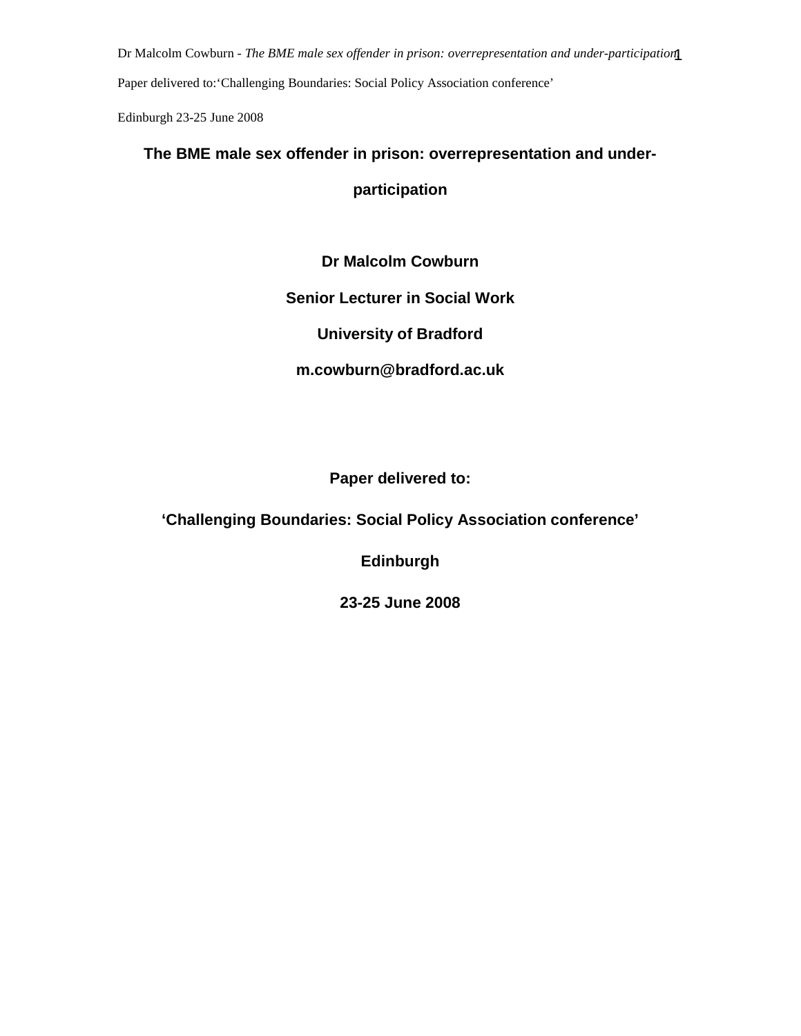# The BME male sex offender in prison: overrepresentation and under-participation

**Dr Malcolm Cowburn**

**Senior Lecturer in Social Work**

**University of Bradford**

**m.cowburn@bradford.ac.uk**

**Paper delivered to:**

**'Challenging Boundaries: Social Policy Association conference'**

**Edinburgh**

**23-25 June 2008**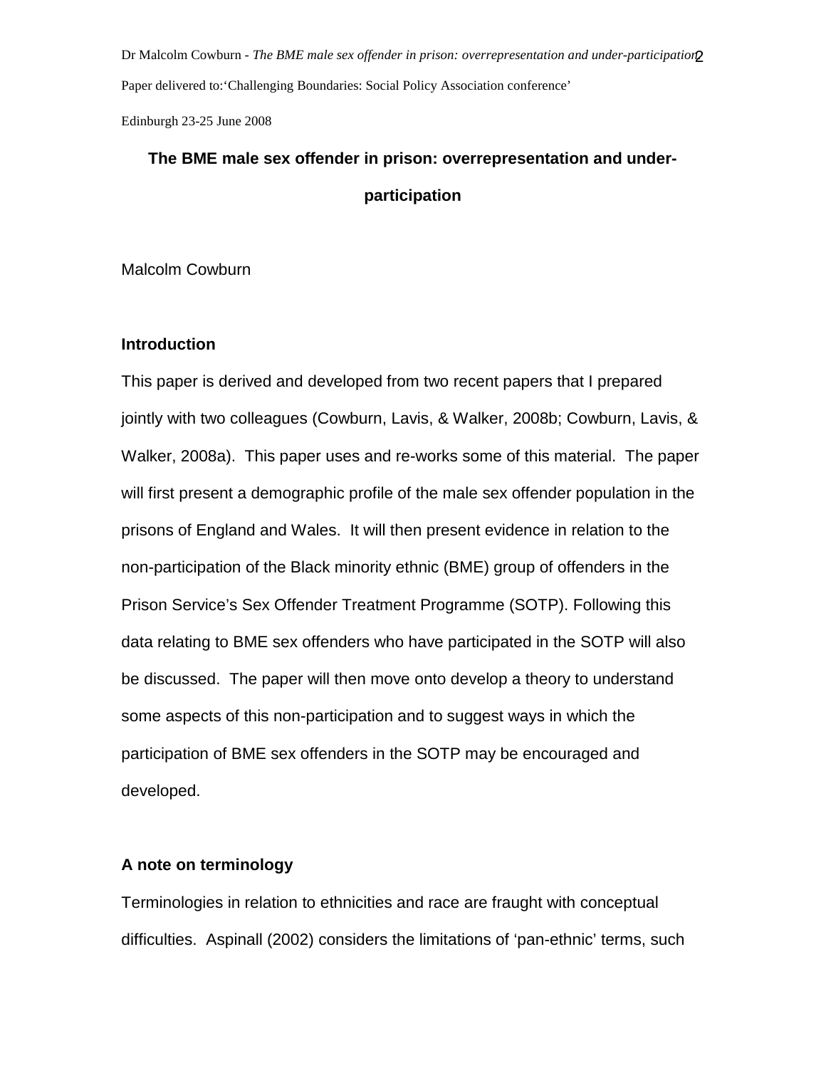Paper delivered to:'Challenging Boundaries: Social Policy Association conference'

Edinburgh 23-25 June 2008

# The BME male sex offender in prison: overrepresentation and under-participation

Malcolm Cowburn

## Introduction

This paper is derived and developed from two recent papers that I prepared jointly with two colleagues (Cowburn, Lavis, & Walker, 2008b; Cowburn, Lavis, & Walker, 2008a). This paper uses and re-works some of this material. The paper will first present a demographic profile of the male sex offender population in the prisons of England and Wales. It will then present evidence in relation to the non-participation of the Black minority ethnic (BME) group of offenders in the Prison Service's Sex Offender Treatment Programme (SOTP). Following this data relating to BME sex offenders who have participated in the SOTP will also be discussed. The paper will then move onto develop a theory to understand some aspects of this non-participation and to suggest ways in which the participation of BME sex offenders in the SOTP may be encouraged and developed.

## A note on terminology

Terminologies in relation to ethnicities and race are fraught with conceptual difficulties. Aspinall (2002) considers the limitations of 'pan-ethnic' terms, such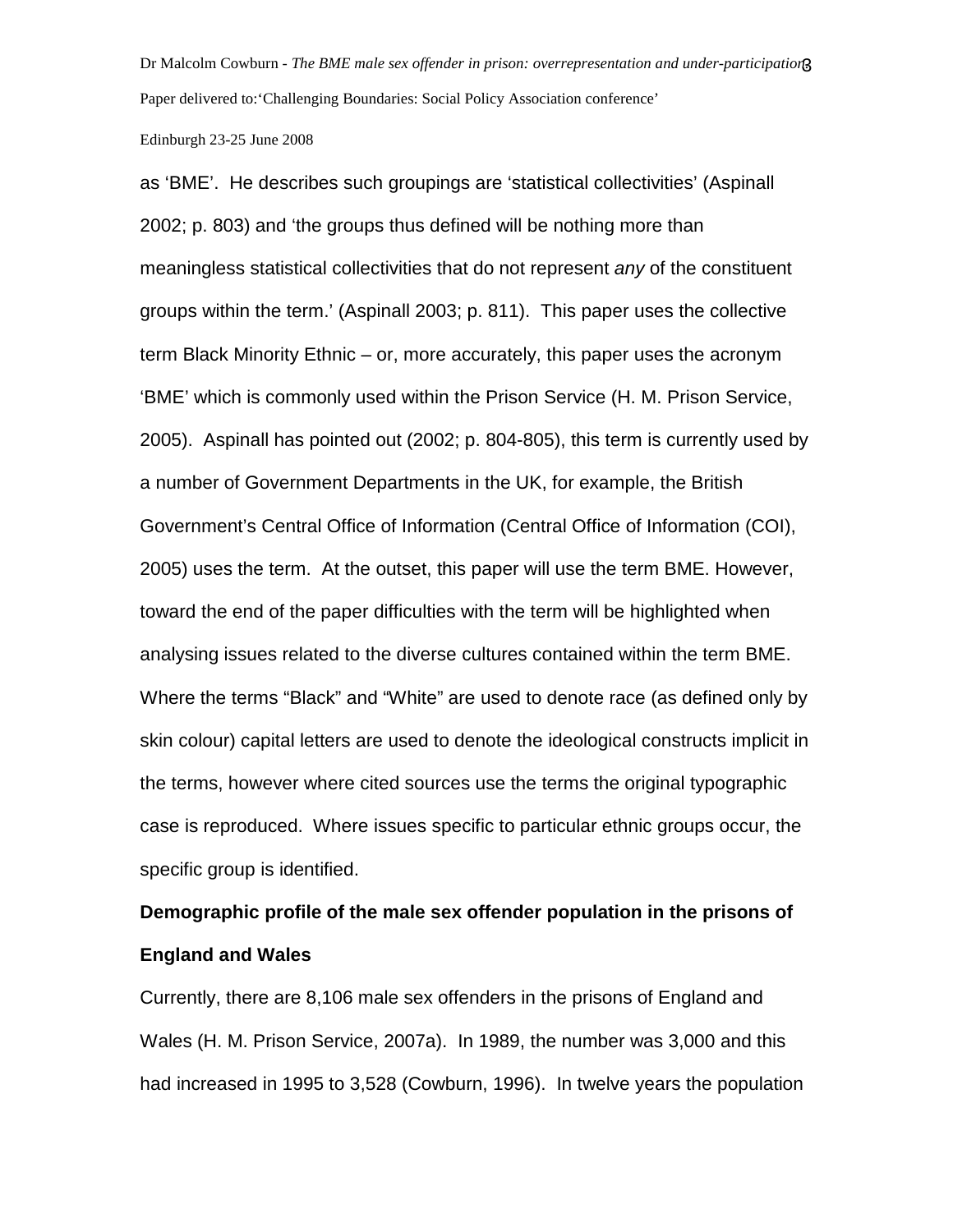as 'BME'. He describes such groupings are 'statistical collectivities' (Aspinall 2002; p. 803) and 'the groups thus defined will be nothing more than meaningless statistical collectivities that do not represent *any* of the constituent groups within the term.' (Aspinall 2003; p. 811). This paper uses the collective term Black Minority Ethnic – or, more accurately, this paper uses the acronym 'BME' which is commonly used within the Prison Service (H. M. Prison Service, 2005). Aspinall has pointed out (2002; p. 804-805), this term is currently used by a number of Government Departments in the UK, for example, the British Government's Central Office of Information (Central Office of Information (COI), 2005) uses the term. At the outset, this paper will use the term BME. However, toward the end of the paper difficulties with the term will be highlighted when analysing issues related to the diverse cultures contained within the term BME. Where the terms "Black" and "White" are used to denote race (as defined only by skin colour) capital letters are used to denote the ideological constructs implicit in the terms, however where cited sources use the terms the original typographic case is reproduced. Where issues specific to particular ethnic groups occur, the specific group is identified.

**Demographic profile of the male sex offender population in the prisons of England and Wales**

Currently, there are 8,106 male sex offenders in the prisons of England and Wales (H. M. Prison Service, 2007a). In 1989, the number was 3,000 and this had increased in 1995 to 3,528 (Cowburn, 1996). In twelve years the population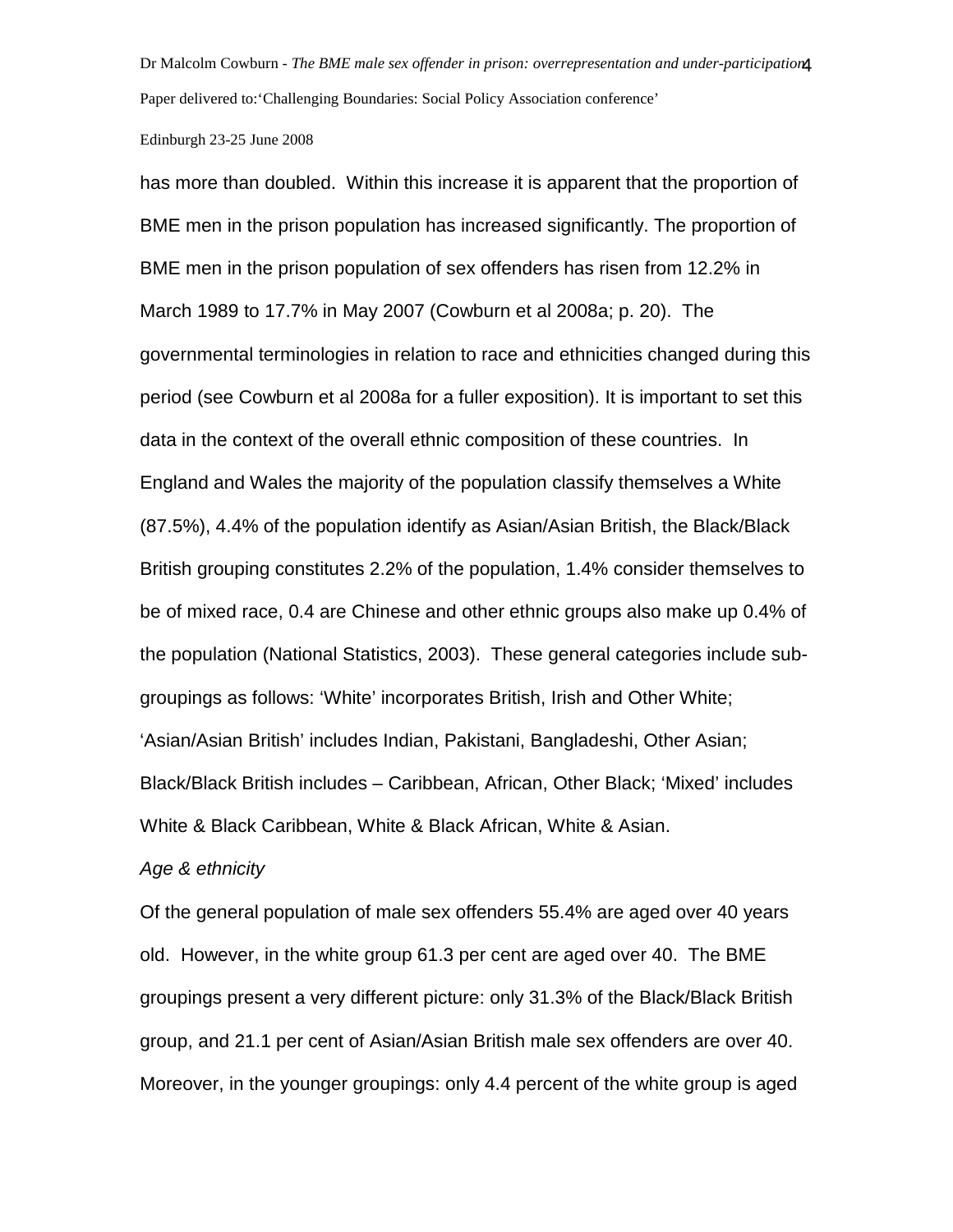has more than doubled. Within this increase it is apparent that the proportion of BME men in the prison population has increased significantly. The proportion of BME men in the prison population of sex offenders has risen from 12.2% in March 1989 to 17.7% in May 2007 (Cowburn et al 2008a; p. 20). The governmental terminologies in relation to race and ethnicities changed during this period (see Cowburn et al 2008a for a fuller exposition). It is important to set this data in the context of the overall ethnic composition of these countries. In England and Wales the majority of the population classify themselves a White (87.5%), 4.4% of the population identify as Asian/Asian British, the Black/Black British grouping constitutes 2.2% of the population, 1.4% consider themselves to be of mixed race, 0.4 are Chinese and other ethnic groups also make up 0.4% of the population (National Statistics, 2003). These general categories include sub-groupings as follows: 'White' incorporates British, Irish and Other White; 'Asian/Asian British' includes Indian, Pakistani, Bangladeshi, Other Asian; Black/Black British includes – Caribbean, African, Other Black; 'Mixed' includes White & Black Caribbean, White & Black African, White & Asian.

*Age & ethnicity*

Of the general population of male sex offenders 55.4% are aged over 40 years old. However, in the white group 61.3 per cent are aged over 40. The BME groupings present a very different picture: only 31.3% of the Black/Black British group, and 21.1 per cent of Asian/Asian British male sex offenders are over 40. Moreover, in the younger groupings: only 4.4 percent of the white group is aged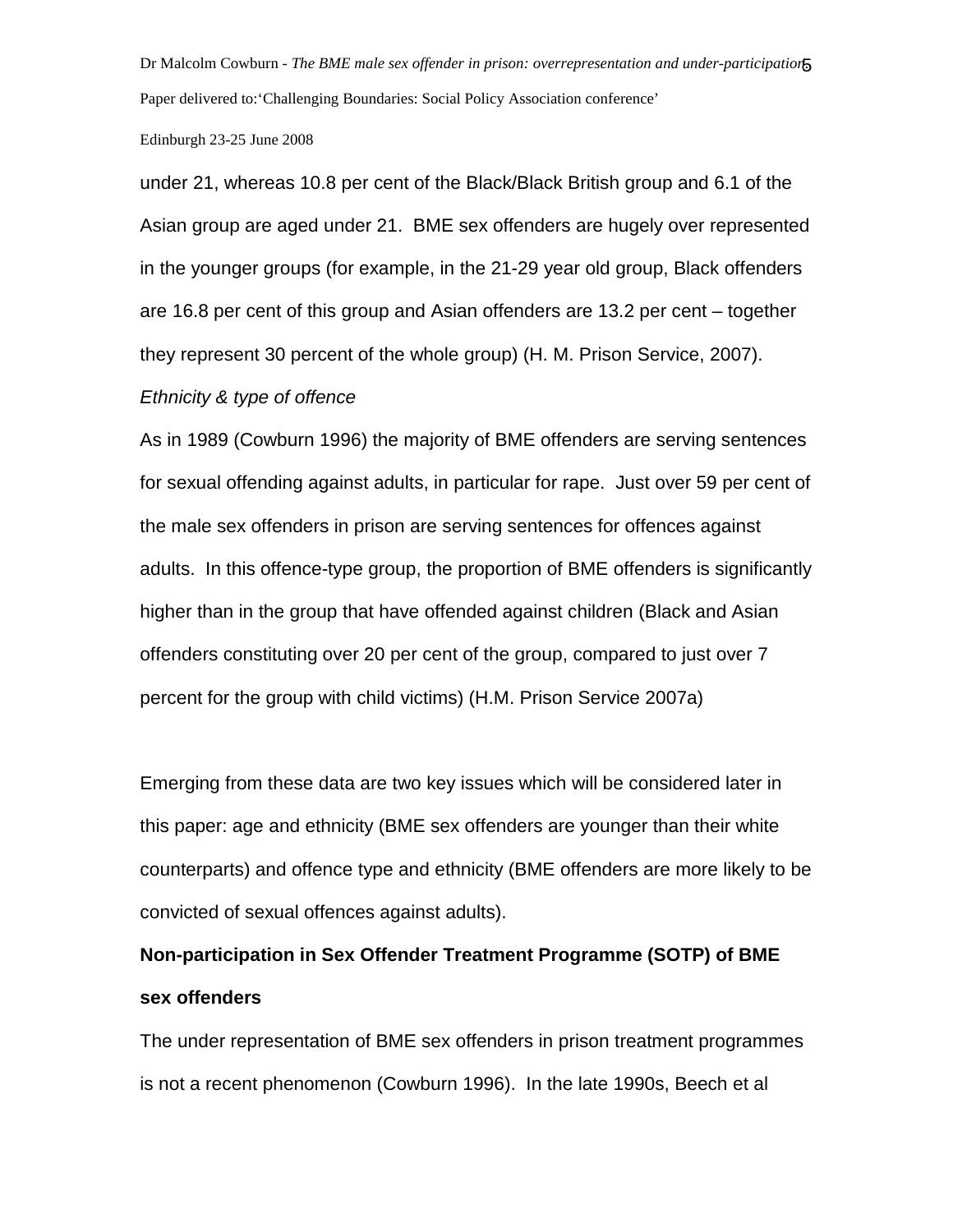under 21, whereas 10.8 per cent of the Black/Black British group and 6.1 of the Asian group are aged under 21. BME sex offenders are hugely over represented in the younger groups (for example, in the 21-29 year old group, Black offenders are 16.8 per cent of this group and Asian offenders are 13.2 per cent – together they represent 30 percent of the whole group) (H. M. Prison Service, 2007).

*Ethnicity & type of offence*

As in 1989 (Cowburn 1996) the majority of BME offenders are serving sentences for sexual offending against adults, in particular for rape. Just over 59 per cent of the male sex offenders in prison are serving sentences for offences against adults. In this offence-type group, the proportion of BME offenders is significantly higher than in the group that have offended against children (Black and Asian offenders constituting over 20 per cent of the group, compared to just over 7 percent for the group with child victims) (H.M. Prison Service 2007a)

Emerging from these data are two key issues which will be considered later in this paper: age and ethnicity (BME sex offenders are younger than their white counterparts) and offence type and ethnicity (BME offenders are more likely to be convicted of sexual offences against adults).

**Non-participation in Sex Offender Treatment Programme (SOTP) of BME sex offenders**

The under representation of BME sex offenders in prison treatment programmes is not a recent phenomenon (Cowburn 1996). In the late 1990s, Beech et al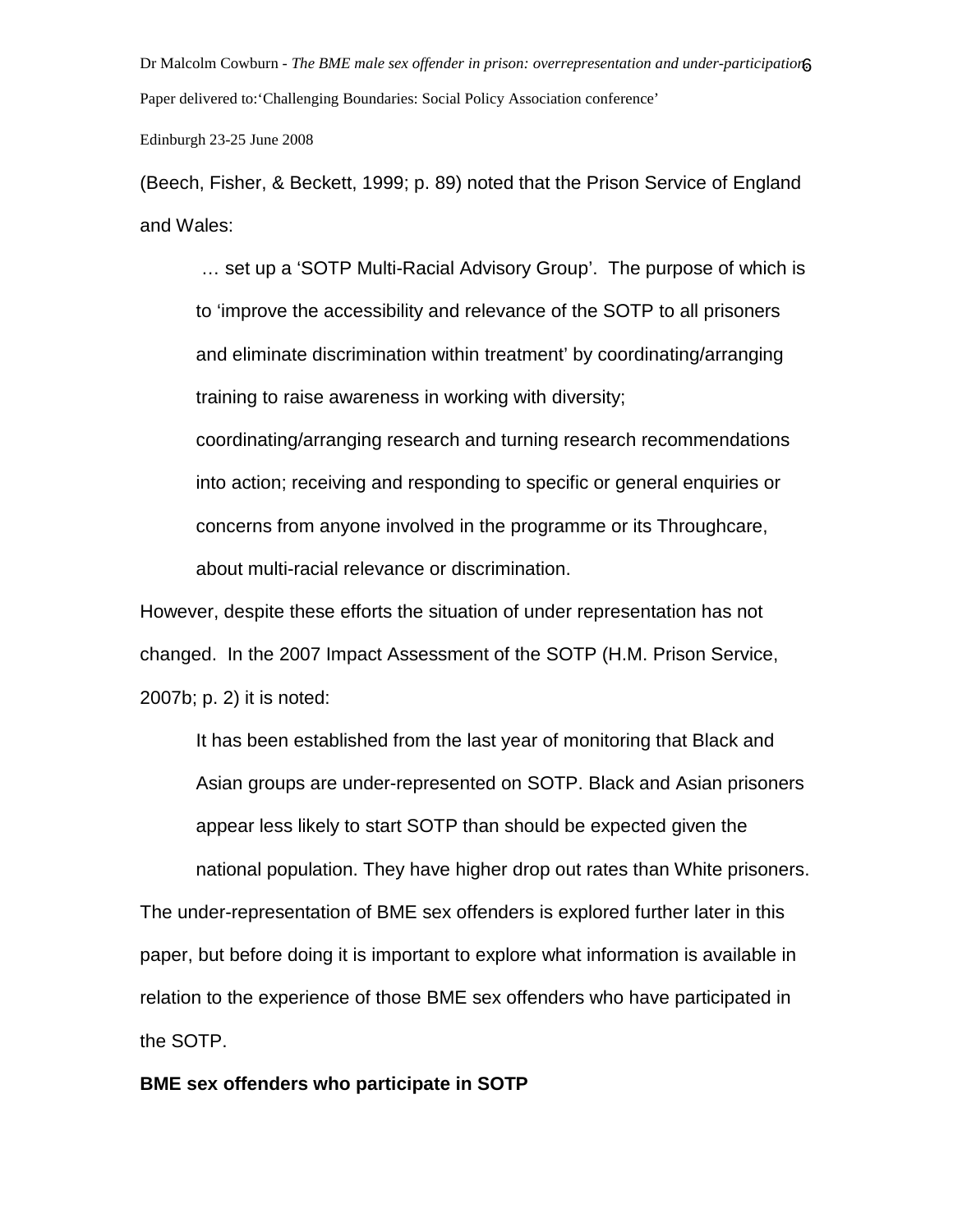(Beech, Fisher, & Beckett, 1999; p. 89) noted that the Prison Service of England and Wales:

> … set up a 'SOTP Multi-Racial Advisory Group'. The purpose of which is to 'improve the accessibility and relevance of the SOTP to all prisoners and eliminate discrimination within treatment' by coordinating/arranging training to raise awareness in working with diversity; coordinating/arranging research and turning research recommendations into action; receiving and responding to specific or general enquiries or concerns from anyone involved in the programme or its Throughcare, about multi-racial relevance or discrimination.

However, despite these efforts the situation of under representation has not changed. In the 2007 Impact Assessment of the SOTP (H.M. Prison Service, 2007b; p. 2) it is noted:

> It has been established from the last year of monitoring that Black and Asian groups are under-represented on SOTP. Black and Asian prisoners appear less likely to start SOTP than should be expected given the national population. They have higher drop out rates than White prisoners.

The under-representation of BME sex offenders is explored further later in this paper, but before doing it is important to explore what information is available in relation to the experience of those BME sex offenders who have participated in the SOTP.

**BME sex offenders who participate in SOTP**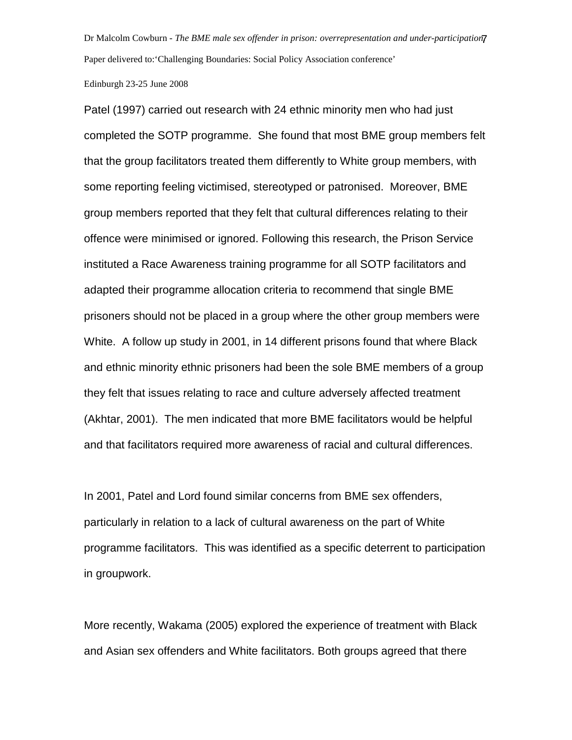Patel (1997) carried out research with 24 ethnic minority men who had just completed the SOTP programme. She found that most BME group members felt that the group facilitators treated them differently to White group members, with some reporting feeling victimised, stereotyped or patronised. Moreover, BME group members reported that they felt that cultural differences relating to their offence were minimised or ignored. Following this research, the Prison Service instituted a Race Awareness training programme for all SOTP facilitators and adapted their programme allocation criteria to recommend that single BME prisoners should not be placed in a group where the other group members were White. A follow up study in 2001, in 14 different prisons found that where Black and ethnic minority ethnic prisoners had been the sole BME members of a group they felt that issues relating to race and culture adversely affected treatment (Akhtar, 2001). The men indicated that more BME facilitators would be helpful and that facilitators required more awareness of racial and cultural differences.

In 2001, Patel and Lord found similar concerns from BME sex offenders, particularly in relation to a lack of cultural awareness on the part of White programme facilitators. This was identified as a specific deterrent to participation in groupwork.

More recently, Wakama (2005) explored the experience of treatment with Black and Asian sex offenders and White facilitators. Both groups agreed that there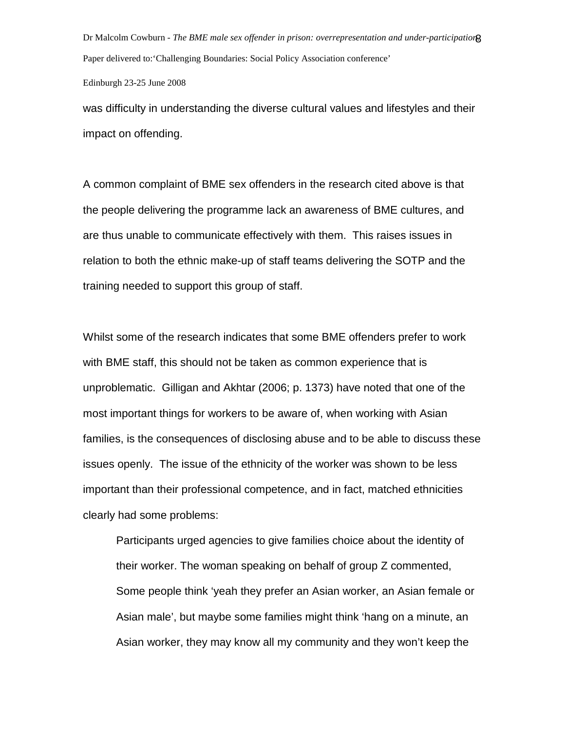was difficulty in understanding the diverse cultural values and lifestyles and their impact on offending.

A common complaint of BME sex offenders in the research cited above is that the people delivering the programme lack an awareness of BME cultures, and are thus unable to communicate effectively with them. This raises issues in relation to both the ethnic make-up of staff teams delivering the SOTP and the training needed to support this group of staff.

Whilst some of the research indicates that some BME offenders prefer to work with BME staff, this should not be taken as common experience that is unproblematic. Gilligan and Akhtar (2006; p. 1373) have noted that one of the most important things for workers to be aware of, when working with Asian families, is the consequences of disclosing abuse and to be able to discuss these issues openly. The issue of the ethnicity of the worker was shown to be less important than their professional competence, and in fact, matched ethnicities clearly had some problems:

> Participants urged agencies to give families choice about the identity of their worker. The woman speaking on behalf of group Z commented, Some people think 'yeah they prefer an Asian worker, an Asian female or Asian male', but maybe some families might think 'hang on a minute, an Asian worker, they may know all my community and they won't keep the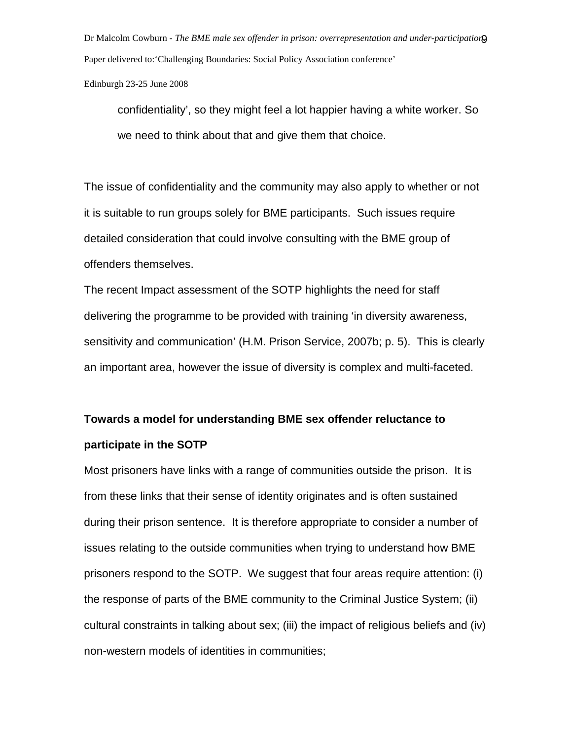> confidentiality', so they might feel a lot happier having a white worker. So we need to think about that and give them that choice.

The issue of confidentiality and the community may also apply to whether or not it is suitable to run groups solely for BME participants. Such issues require detailed consideration that could involve consulting with the BME group of offenders themselves.

The recent Impact assessment of the SOTP highlights the need for staff delivering the programme to be provided with training 'in diversity awareness, sensitivity and communication' (H.M. Prison Service, 2007b; p. 5). This is clearly an important area, however the issue of diversity is complex and multi-faceted.

**Towards a model for understanding BME sex offender reluctance to participate in the SOTP**

Most prisoners have links with a range of communities outside the prison. It is from these links that their sense of identity originates and is often sustained during their prison sentence. It is therefore appropriate to consider a number of issues relating to the outside communities when trying to understand how BME prisoners respond to the SOTP. We suggest that four areas require attention: (i) the response of parts of the BME community to the Criminal Justice System; (ii) cultural constraints in talking about sex; (iii) the impact of religious beliefs and (iv) non-western models of identities in communities;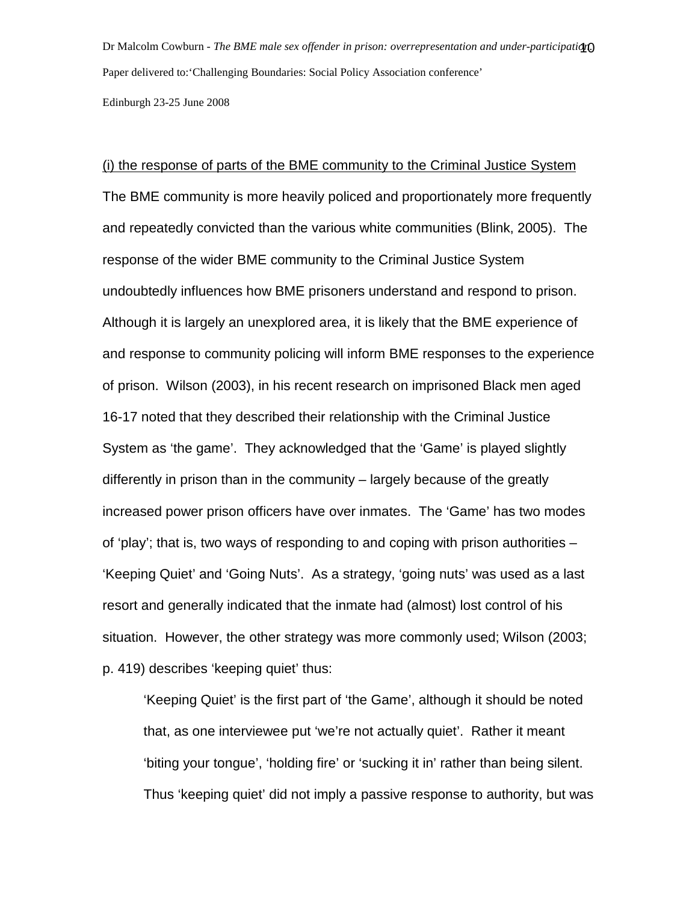<u>(i) the response of parts of the BME community to the Criminal Justice System</u>

The BME community is more heavily policed and proportionately more frequently and repeatedly convicted than the various white communities (Blink, 2005). The response of the wider BME community to the Criminal Justice System undoubtedly influences how BME prisoners understand and respond to prison. Although it is largely an unexplored area, it is likely that the BME experience of and response to community policing will inform BME responses to the experience of prison. Wilson (2003), in his recent research on imprisoned Black men aged 16-17 noted that they described their relationship with the Criminal Justice System as 'the game'. They acknowledged that the 'Game' is played slightly differently in prison than in the community – largely because of the greatly increased power prison officers have over inmates. The 'Game' has two modes of 'play'; that is, two ways of responding to and coping with prison authorities – 'Keeping Quiet' and 'Going Nuts'. As a strategy, 'going nuts' was used as a last resort and generally indicated that the inmate had (almost) lost control of his situation. However, the other strategy was more commonly used; Wilson (2003; p. 419) describes 'keeping quiet' thus:

> 'Keeping Quiet' is the first part of 'the Game', although it should be noted that, as one interviewee put 'we're not actually quiet'. Rather it meant 'biting your tongue', 'holding fire' or 'sucking it in' rather than being silent. Thus 'keeping quiet' did not imply a passive response to authority, but was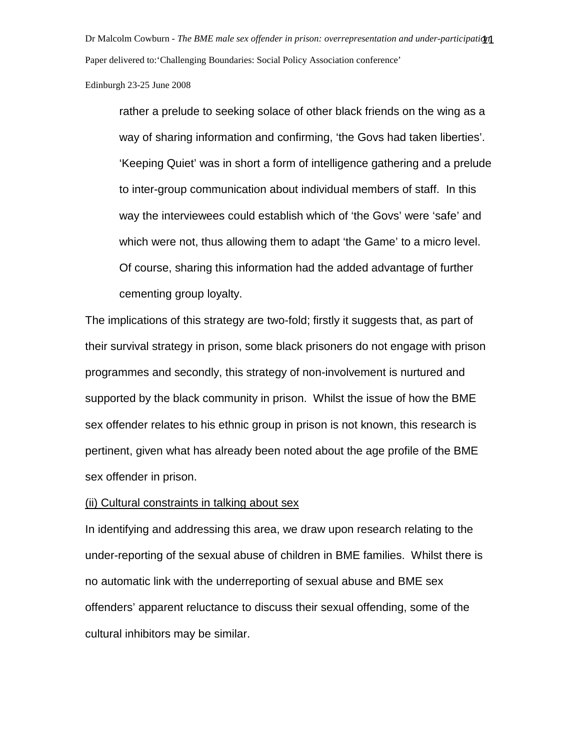> rather a prelude to seeking solace of other black friends on the wing as a way of sharing information and confirming, 'the Govs had taken liberties'. 'Keeping Quiet' was in short a form of intelligence gathering and a prelude to inter-group communication about individual members of staff. In this way the interviewees could establish which of 'the Govs' were 'safe' and which were not, thus allowing them to adapt 'the Game' to a micro level. Of course, sharing this information had the added advantage of further cementing group loyalty.

The implications of this strategy are two-fold; firstly it suggests that, as part of their survival strategy in prison, some black prisoners do not engage with prison programmes and secondly, this strategy of non-involvement is nurtured and supported by the black community in prison. Whilst the issue of how the BME sex offender relates to his ethnic group in prison is not known, this research is pertinent, given what has already been noted about the age profile of the BME sex offender in prison.

(ii) Cultural constraints in talking about sex

In identifying and addressing this area, we draw upon research relating to the under-reporting of the sexual abuse of children in BME families. Whilst there is no automatic link with the underreporting of sexual abuse and BME sex offenders' apparent reluctance to discuss their sexual offending, some of the cultural inhibitors may be similar.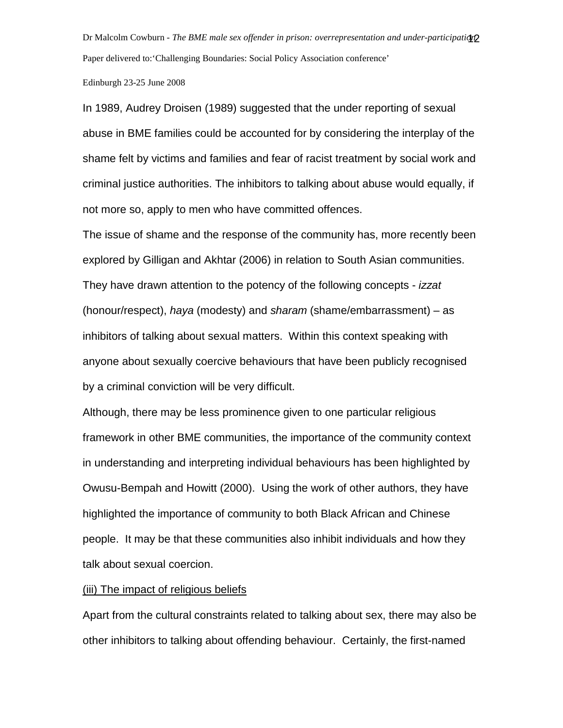In 1989, Audrey Droisen (1989) suggested that the under reporting of sexual abuse in BME families could be accounted for by considering the interplay of the shame felt by victims and families and fear of racist treatment by social work and criminal justice authorities. The inhibitors to talking about abuse would equally, if not more so, apply to men who have committed offences.

The issue of shame and the response of the community has, more recently been explored by Gilligan and Akhtar (2006) in relation to South Asian communities. They have drawn attention to the potency of the following concepts - *izzat* (honour/respect), *haya* (modesty) and *sharam* (shame/embarrassment) – as inhibitors of talking about sexual matters. Within this context speaking with anyone about sexually coercive behaviours that have been publicly recognised by a criminal conviction will be very difficult.

Although, there may be less prominence given to one particular religious framework in other BME communities, the importance of the community context in understanding and interpreting individual behaviours has been highlighted by Owusu-Bempah and Howitt (2000). Using the work of other authors, they have highlighted the importance of community to both Black African and Chinese people. It may be that these communities also inhibit individuals and how they talk about sexual coercion.

(iii) The impact of religious beliefs

Apart from the cultural constraints related to talking about sex, there may also be other inhibitors to talking about offending behaviour. Certainly, the first-named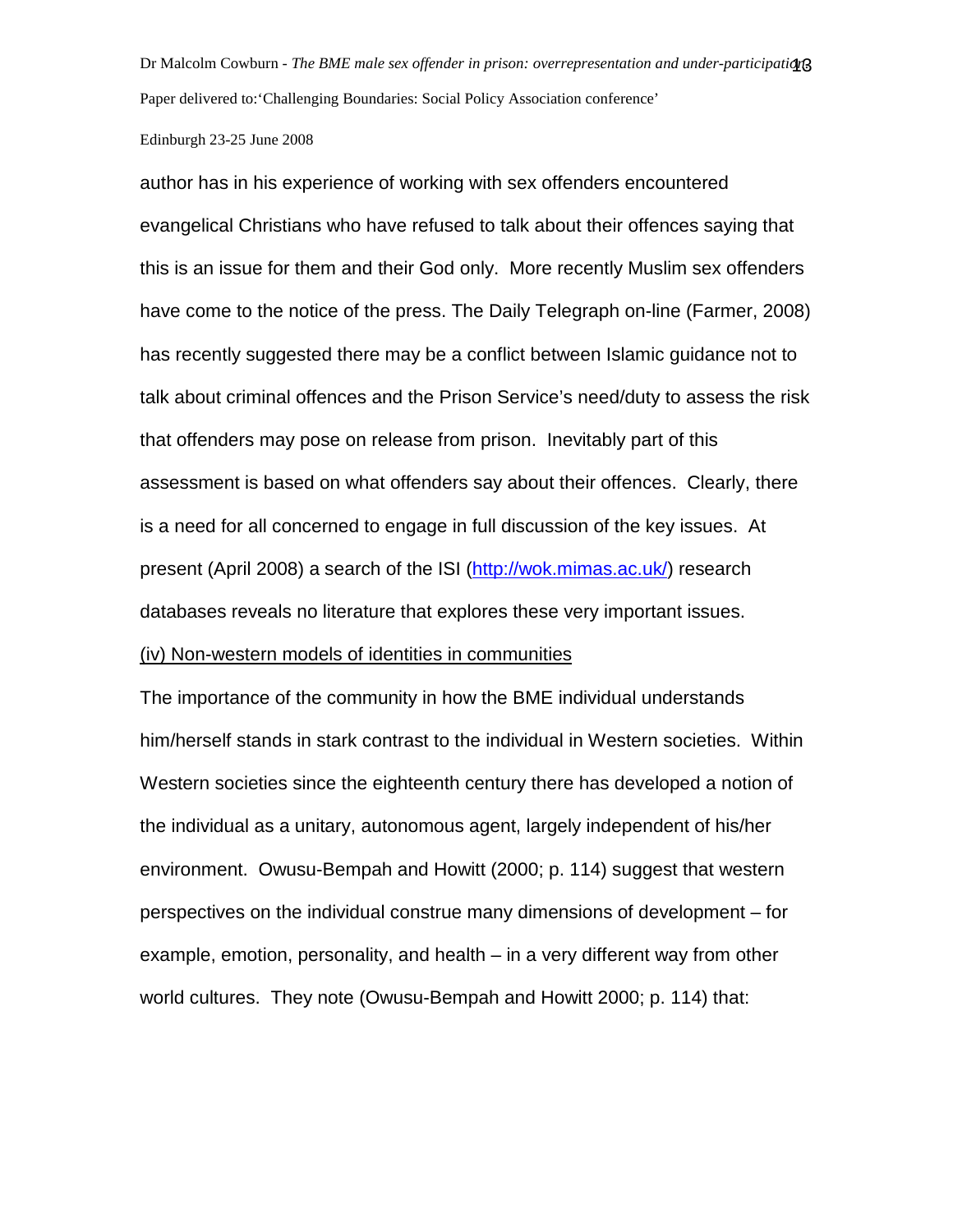author has in his experience of working with sex offenders encountered evangelical Christians who have refused to talk about their offences saying that this is an issue for them and their God only. More recently Muslim sex offenders have come to the notice of the press. The Daily Telegraph on-line (Farmer, 2008) has recently suggested there may be a conflict between Islamic guidance not to talk about criminal offences and the Prison Service's need/duty to assess the risk that offenders may pose on release from prison. Inevitably part of this assessment is based on what offenders say about their offences. Clearly, there is a need for all concerned to engage in full discussion of the key issues. At present (April 2008) a search of the ISI (http://wok.mimas.ac.uk/) research databases reveals no literature that explores these very important issues.

(iv) Non-western models of identities in communities

The importance of the community in how the BME individual understands him/herself stands in stark contrast to the individual in Western societies. Within Western societies since the eighteenth century there has developed a notion of the individual as a unitary, autonomous agent, largely independent of his/her environment. Owusu-Bempah and Howitt (2000; p. 114) suggest that western perspectives on the individual construe many dimensions of development – for example, emotion, personality, and health – in a very different way from other world cultures. They note (Owusu-Bempah and Howitt 2000; p. 114) that: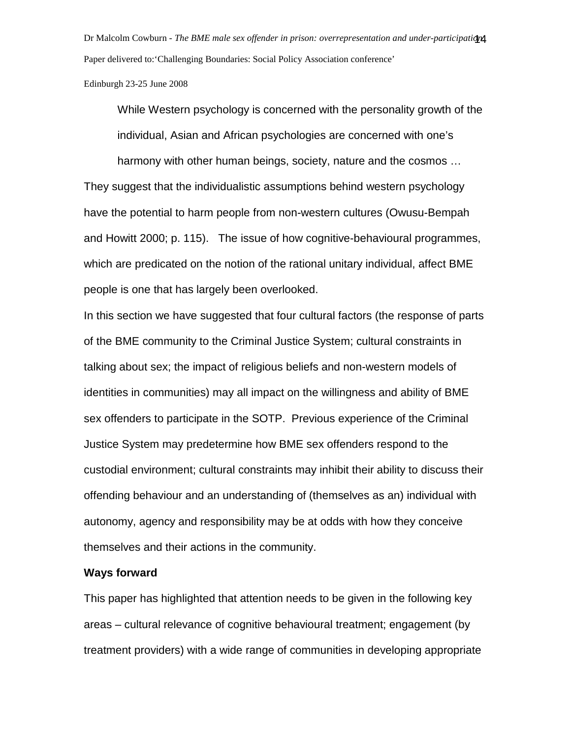> While Western psychology is concerned with the personality growth of the individual, Asian and African psychologies are concerned with one's harmony with other human beings, society, nature and the cosmos …

They suggest that the individualistic assumptions behind western psychology have the potential to harm people from non-western cultures (Owusu-Bempah and Howitt 2000; p. 115). The issue of how cognitive-behavioural programmes, which are predicated on the notion of the rational unitary individual, affect BME people is one that has largely been overlooked.

In this section we have suggested that four cultural factors (the response of parts of the BME community to the Criminal Justice System; cultural constraints in talking about sex; the impact of religious beliefs and non-western models of identities in communities) may all impact on the willingness and ability of BME sex offenders to participate in the SOTP. Previous experience of the Criminal Justice System may predetermine how BME sex offenders respond to the custodial environment; cultural constraints may inhibit their ability to discuss their offending behaviour and an understanding of (themselves as an) individual with autonomy, agency and responsibility may be at odds with how they conceive themselves and their actions in the community.

**Ways forward**

This paper has highlighted that attention needs to be given in the following key areas – cultural relevance of cognitive behavioural treatment; engagement (by treatment providers) with a wide range of communities in developing appropriate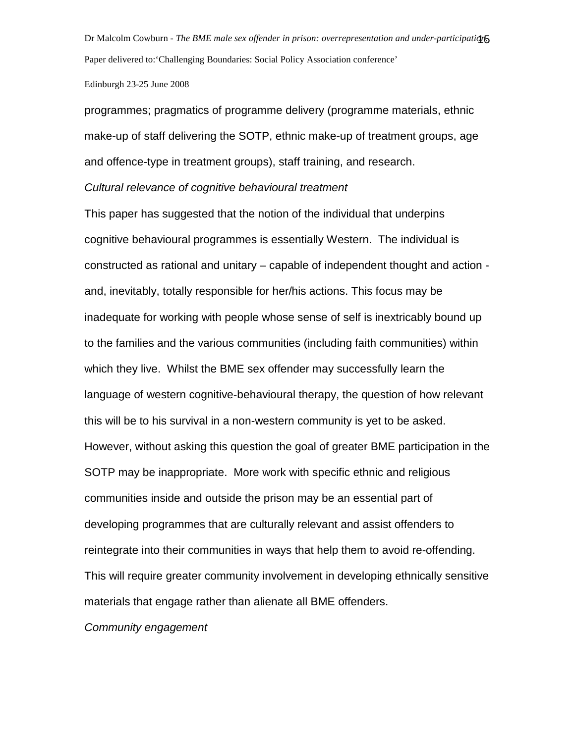programmes; pragmatics of programme delivery (programme materials, ethnic make-up of staff delivering the SOTP, ethnic make-up of treatment groups, age and offence-type in treatment groups), staff training, and research.

*Cultural relevance of cognitive behavioural treatment*

This paper has suggested that the notion of the individual that underpins cognitive behavioural programmes is essentially Western. The individual is constructed as rational and unitary – capable of independent thought and action - and, inevitably, totally responsible for her/his actions. This focus may be inadequate for working with people whose sense of self is inextricably bound up to the families and the various communities (including faith communities) within which they live. Whilst the BME sex offender may successfully learn the language of western cognitive-behavioural therapy, the question of how relevant this will be to his survival in a non-western community is yet to be asked. However, without asking this question the goal of greater BME participation in the SOTP may be inappropriate. More work with specific ethnic and religious communities inside and outside the prison may be an essential part of developing programmes that are culturally relevant and assist offenders to reintegrate into their communities in ways that help them to avoid re-offending. This will require greater community involvement in developing ethnically sensitive materials that engage rather than alienate all BME offenders.

*Community engagement*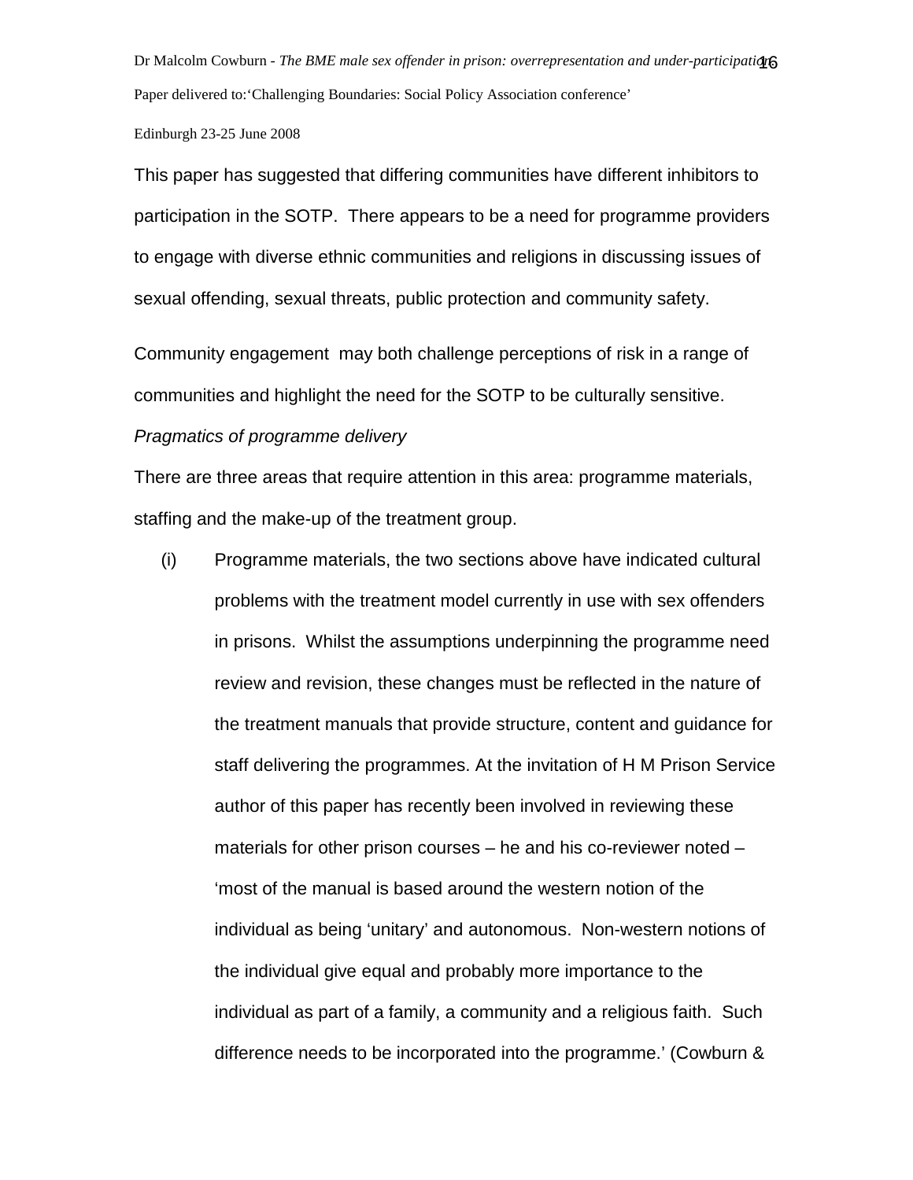This paper has suggested that differing communities have different inhibitors to participation in the SOTP. There appears to be a need for programme providers to engage with diverse ethnic communities and religions in discussing issues of sexual offending, sexual threats, public protection and community safety.

Community engagement may both challenge perceptions of risk in a range of communities and highlight the need for the SOTP to be culturally sensitive.

*Pragmatics of programme delivery*

There are three areas that require attention in this area: programme materials, staffing and the make-up of the treatment group.

(i) Programme materials, the two sections above have indicated cultural problems with the treatment model currently in use with sex offenders in prisons. Whilst the assumptions underpinning the programme need review and revision, these changes must be reflected in the nature of the treatment manuals that provide structure, content and guidance for staff delivering the programmes. At the invitation of H M Prison Service author of this paper has recently been involved in reviewing these materials for other prison courses – he and his co-reviewer noted – 'most of the manual is based around the western notion of the individual as being 'unitary' and autonomous. Non-western notions of the individual give equal and probably more importance to the individual as part of a family, a community and a religious faith. Such difference needs to be incorporated into the programme.' (Cowburn &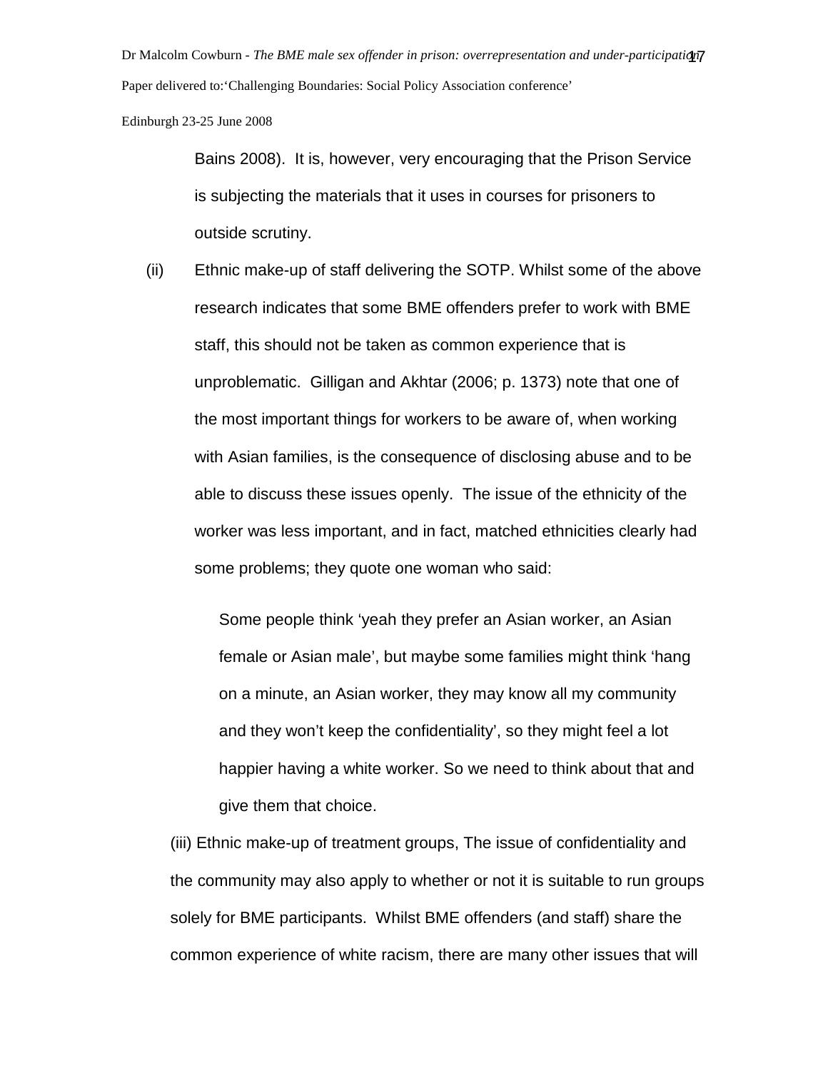Bains 2008). It is, however, very encouraging that the Prison Service is subjecting the materials that it uses in courses for prisoners to outside scrutiny.

(ii) Ethnic make-up of staff delivering the SOTP. Whilst some of the above research indicates that some BME offenders prefer to work with BME staff, this should not be taken as common experience that is unproblematic. Gilligan and Akhtar (2006; p. 1373) note that one of the most important things for workers to be aware of, when working with Asian families, is the consequence of disclosing abuse and to be able to discuss these issues openly. The issue of the ethnicity of the worker was less important, and in fact, matched ethnicities clearly had some problems; they quote one woman who said:

> Some people think 'yeah they prefer an Asian worker, an Asian female or Asian male', but maybe some families might think 'hang on a minute, an Asian worker, they may know all my community and they won't keep the confidentiality', so they might feel a lot happier having a white worker. So we need to think about that and give them that choice.

(iii) Ethnic make-up of treatment groups, The issue of confidentiality and the community may also apply to whether or not it is suitable to run groups solely for BME participants. Whilst BME offenders (and staff) share the common experience of white racism, there are many other issues that will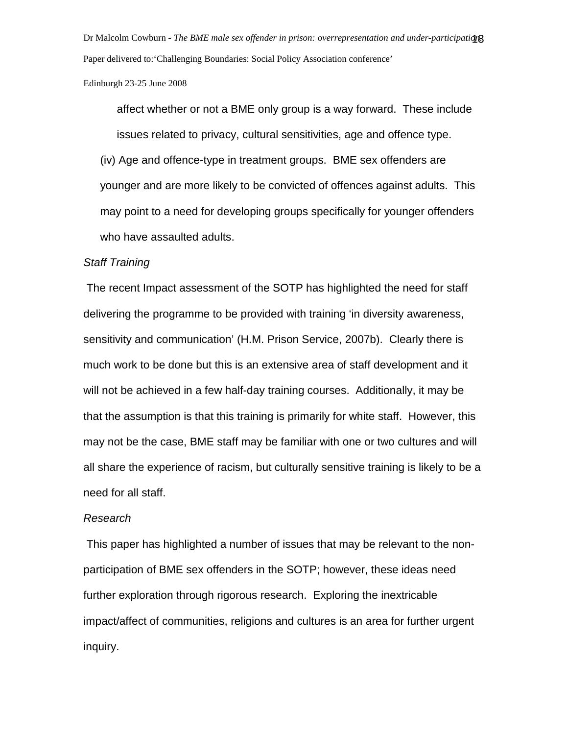affect whether or not a BME only group is a way forward. These include issues related to privacy, cultural sensitivities, age and offence type.

(iv) Age and offence-type in treatment groups. BME sex offenders are younger and are more likely to be convicted of offences against adults. This may point to a need for developing groups specifically for younger offenders who have assaulted adults.

*Staff Training*

The recent Impact assessment of the SOTP has highlighted the need for staff delivering the programme to be provided with training 'in diversity awareness, sensitivity and communication' (H.M. Prison Service, 2007b). Clearly there is much work to be done but this is an extensive area of staff development and it will not be achieved in a few half-day training courses. Additionally, it may be that the assumption is that this training is primarily for white staff. However, this may not be the case, BME staff may be familiar with one or two cultures and will all share the experience of racism, but culturally sensitive training is likely to be a need for all staff.

*Research*

This paper has highlighted a number of issues that may be relevant to the non-participation of BME sex offenders in the SOTP; however, these ideas need further exploration through rigorous research. Exploring the inextricable impact/affect of communities, religions and cultures is an area for further urgent inquiry.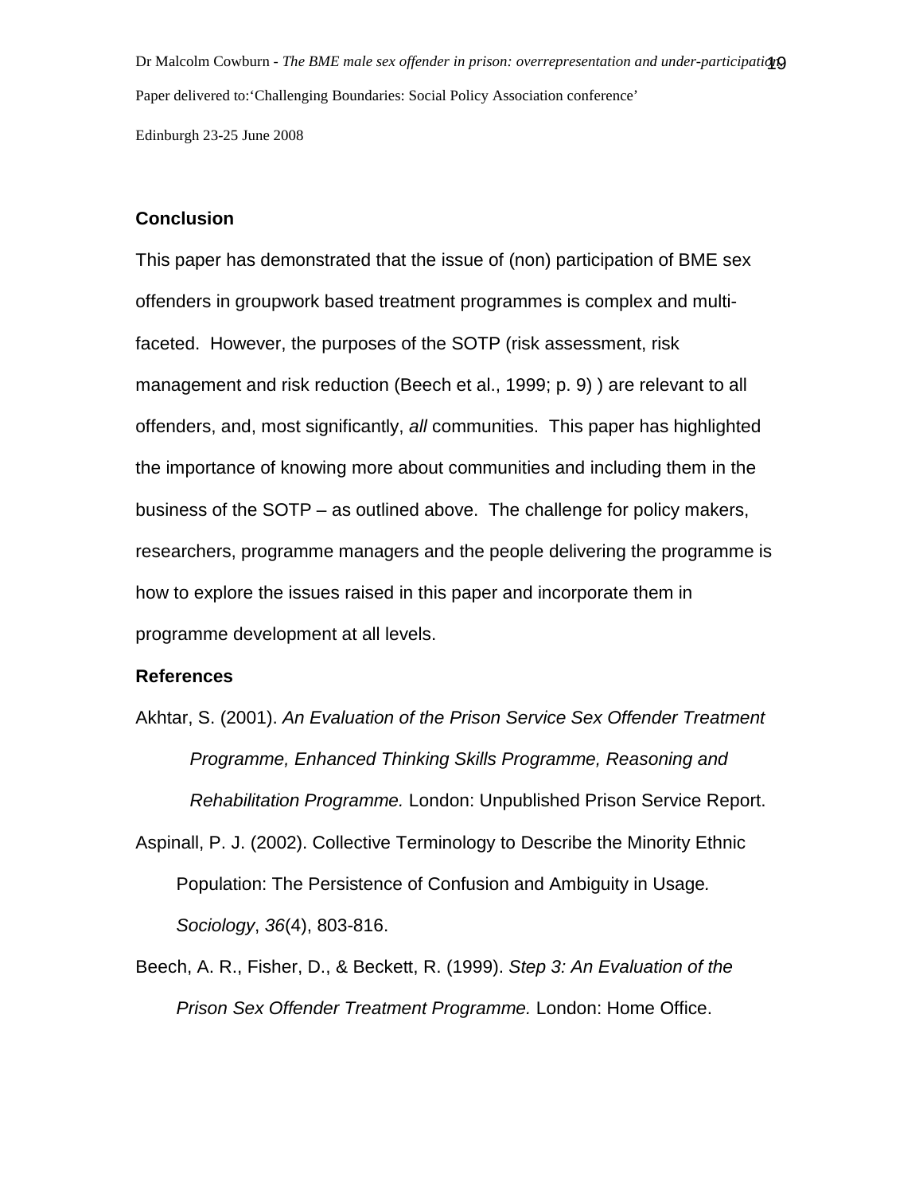## Conclusion

This paper has demonstrated that the issue of (non) participation of BME sex offenders in groupwork based treatment programmes is complex and multi-faceted. However, the purposes of the SOTP (risk assessment, risk management and risk reduction (Beech et al., 1999; p. 9) ) are relevant to all offenders, and, most significantly, *all* communities. This paper has highlighted the importance of knowing more about communities and including them in the business of the SOTP – as outlined above. The challenge for policy makers, researchers, programme managers and the people delivering the programme is how to explore the issues raised in this paper and incorporate them in programme development at all levels.

## References

Akhtar, S. (2001). *An Evaluation of the Prison Service Sex Offender Treatment Programme, Enhanced Thinking Skills Programme, Reasoning and Rehabilitation Programme.* London: Unpublished Prison Service Report.

Aspinall, P. J. (2002). Collective Terminology to Describe the Minority Ethnic Population: The Persistence of Confusion and Ambiguity in Usage. *Sociology*, *36*(4), 803-816.

Beech, A. R., Fisher, D., & Beckett, R. (1999). *Step 3: An Evaluation of the Prison Sex Offender Treatment Programme.* London: Home Office.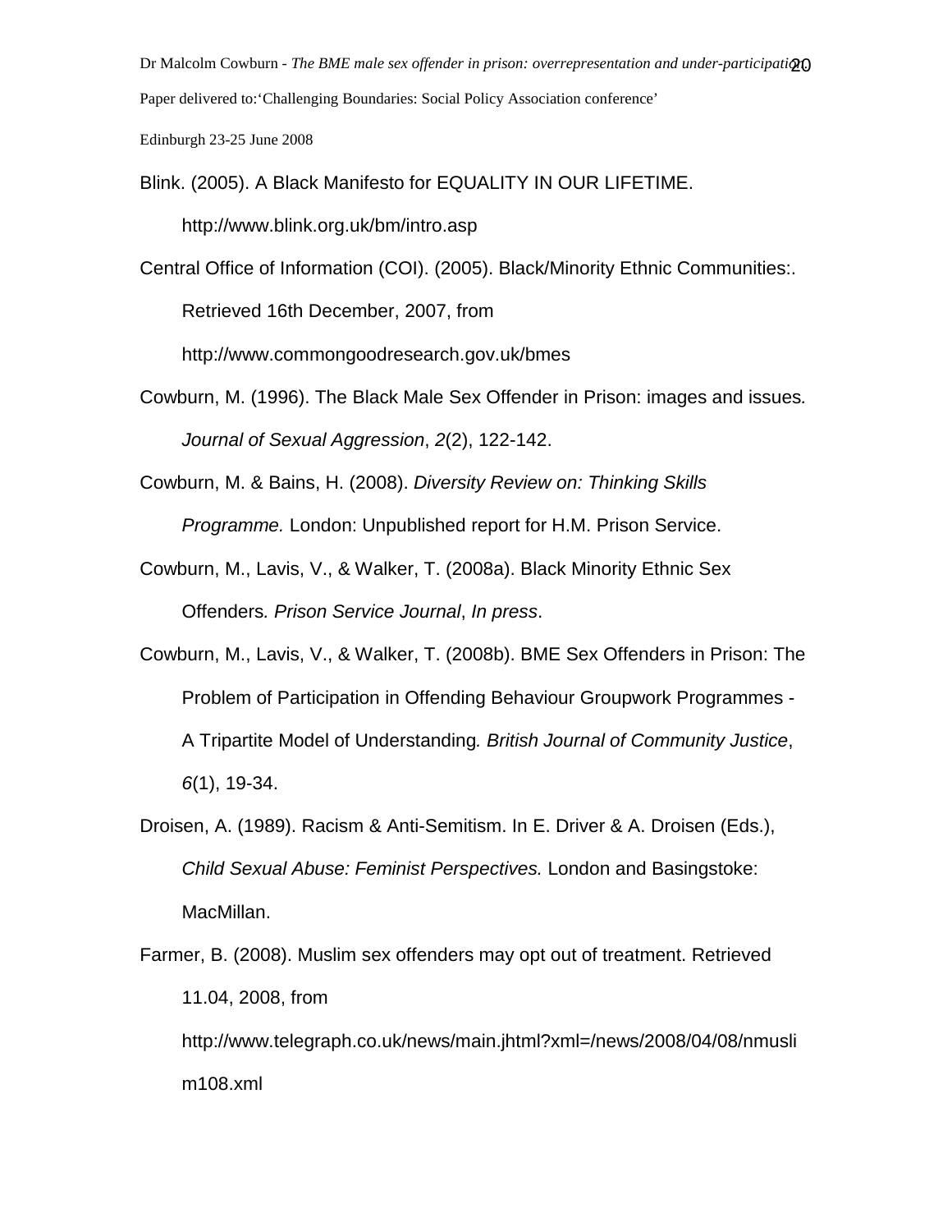Blink. (2005). A Black Manifesto for EQUALITY IN OUR LIFETIME. http://www.blink.org.uk/bm/intro.asp

Central Office of Information (COI). (2005). Black/Minority Ethnic Communities:. Retrieved 16th December, 2007, from http://www.commongoodresearch.gov.uk/bmes

Cowburn, M. (1996). The Black Male Sex Offender in Prison: images and issues. *Journal of Sexual Aggression*, *2*(2), 122-142.

Cowburn, M. & Bains, H. (2008). *Diversity Review on: Thinking Skills Programme.* London: Unpublished report for H.M. Prison Service.

Cowburn, M., Lavis, V., & Walker, T. (2008a). Black Minority Ethnic Sex Offenders. *Prison Service Journal*, *In press*.

Cowburn, M., Lavis, V., & Walker, T. (2008b). BME Sex Offenders in Prison: The Problem of Participation in Offending Behaviour Groupwork Programmes - A Tripartite Model of Understanding. *British Journal of Community Justice*, *6*(1), 19-34.

Droisen, A. (1989). Racism & Anti-Semitism. In E. Driver & A. Droisen (Eds.), *Child Sexual Abuse: Feminist Perspectives.* London and Basingstoke: MacMillan.

Farmer, B. (2008). Muslim sex offenders may opt out of treatment. Retrieved 11.04, 2008, from http://www.telegraph.co.uk/news/main.jhtml?xml=/news/2008/04/08/nmuslim108.xml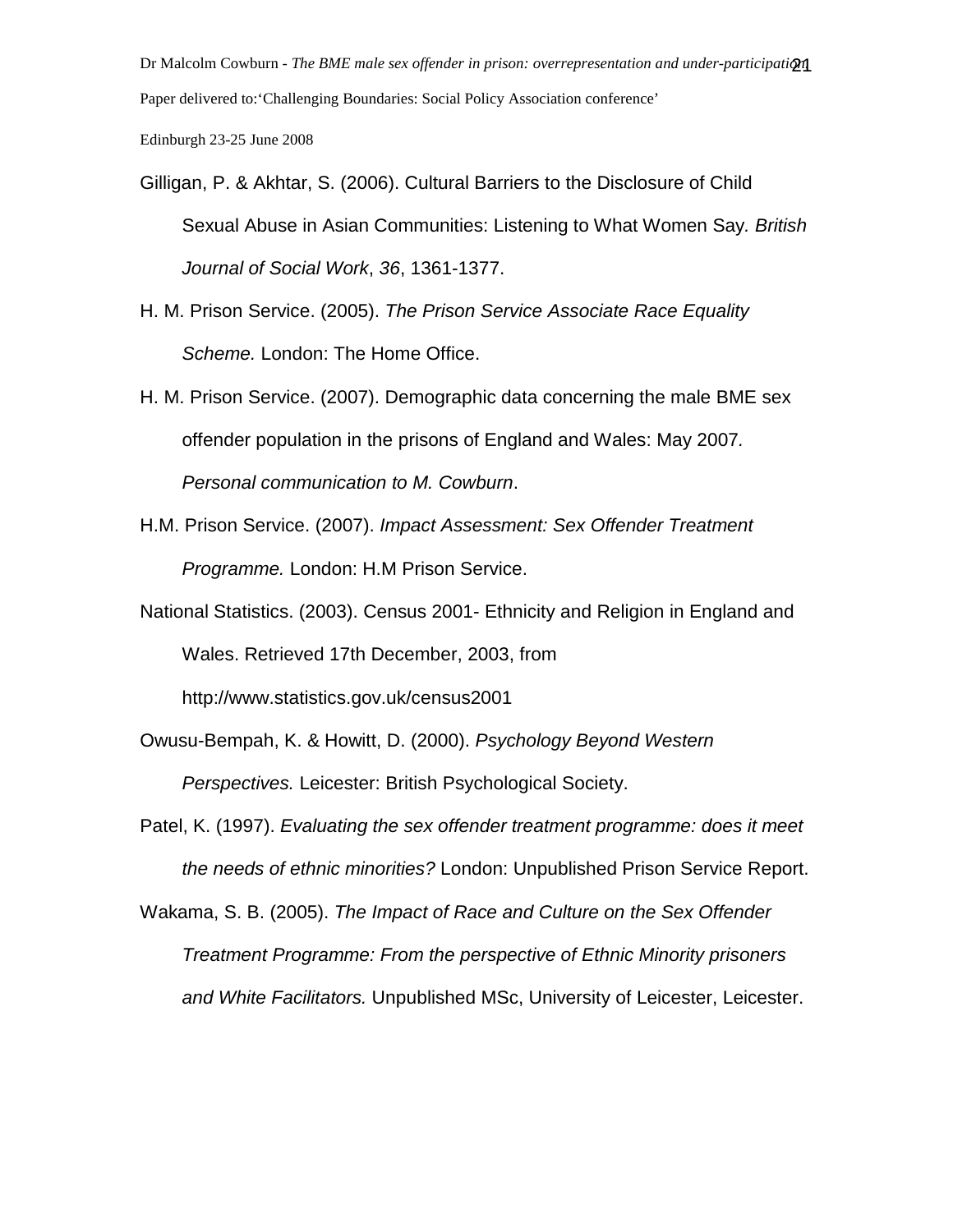Gilligan, P. & Akhtar, S. (2006). Cultural Barriers to the Disclosure of Child Sexual Abuse in Asian Communities: Listening to What Women Say. *British Journal of Social Work*, *36*, 1361-1377.

H. M. Prison Service. (2005). *The Prison Service Associate Race Equality Scheme.* London: The Home Office.

H. M. Prison Service. (2007). Demographic data concerning the male BME sex offender population in the prisons of England and Wales: May 2007*. Personal communication to M. Cowburn*.

H.M. Prison Service. (2007). *Impact Assessment: Sex Offender Treatment Programme.* London: H.M Prison Service.

National Statistics. (2003). Census 2001- Ethnicity and Religion in England and Wales. Retrieved 17th December, 2003, from http://www.statistics.gov.uk/census2001

Owusu-Bempah, K. & Howitt, D. (2000). *Psychology Beyond Western Perspectives.* Leicester: British Psychological Society.

Patel, K. (1997). *Evaluating the sex offender treatment programme: does it meet the needs of ethnic minorities?* London: Unpublished Prison Service Report.

Wakama, S. B. (2005). *The Impact of Race and Culture on the Sex Offender Treatment Programme: From the perspective of Ethnic Minority prisoners and White Facilitators.* Unpublished MSc, University of Leicester, Leicester.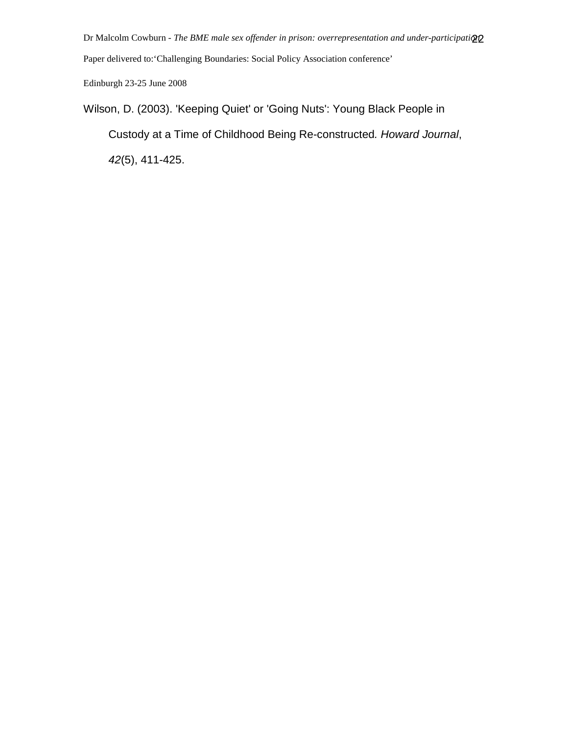Wilson, D. (2003). 'Keeping Quiet' or 'Going Nuts': Young Black People in Custody at a Time of Childhood Being Re-constructed. *Howard Journal*, *42*(5), 411-425.